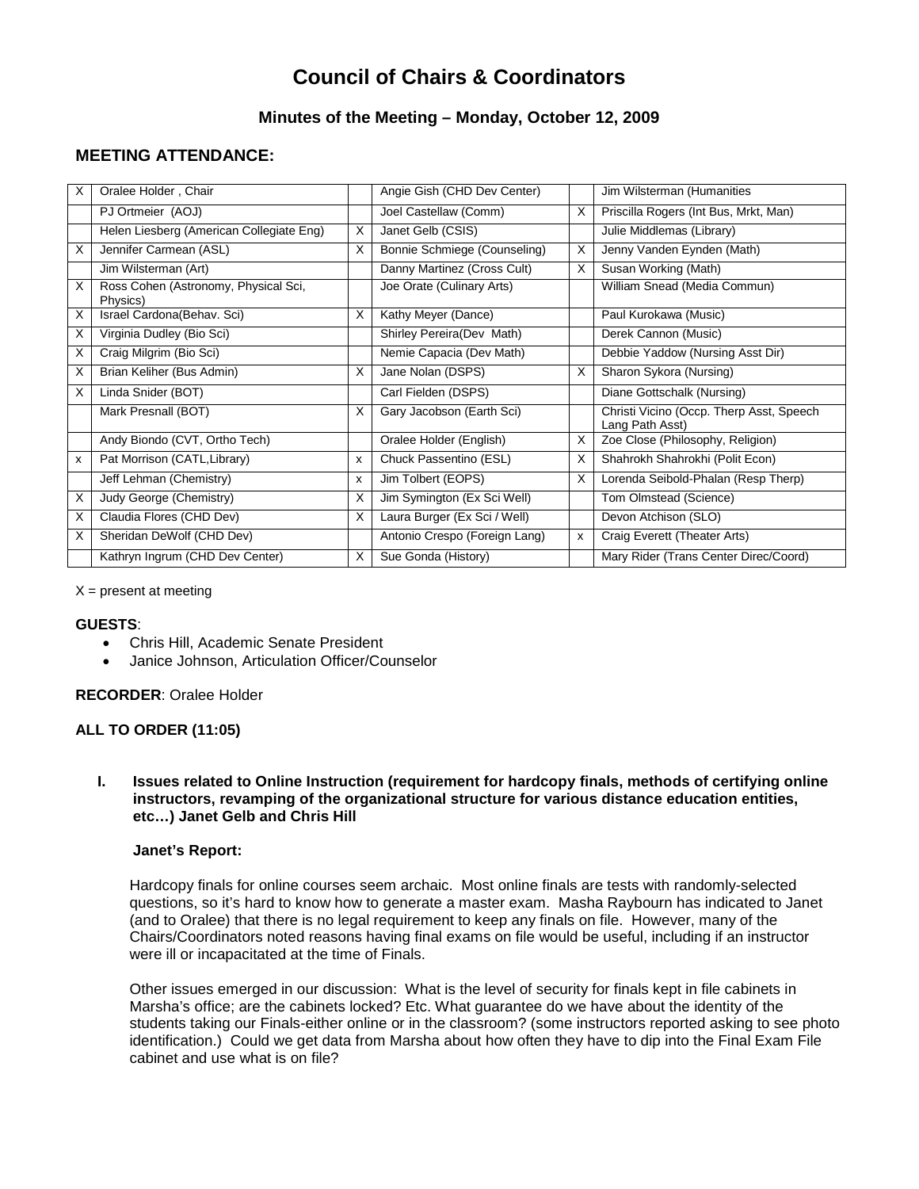# Council of Chairs & Coordinators

## Minutes of the Meeting – Monday, October 12, 2009

## MEETING ATTENDANCE:

| | | | | | |
|---|---|---|---|---|---|
| X | Oralee Holder , Chair | | Angie Gish (CHD Dev Center) | | Jim Wilsterman (Humanities |
| | PJ Ortmeier (AOJ) | | Joel Castellaw (Comm) | X | Priscilla Rogers (Int Bus, Mrkt, Man) |
| | Helen Liesberg (American Collegiate Eng) | X | Janet Gelb (CSIS) | | Julie Middlemas (Library) |
| X | Jennifer Carmean (ASL) | X | Bonnie Schmiege (Counseling) | X | Jenny Vanden Eynden (Math) |
| | Jim Wilsterman (Art) | | Danny Martinez (Cross Cult) | X | Susan Working (Math) |
| X | Ross Cohen (Astronomy, Physical Sci, Physics) | | Joe Orate (Culinary Arts) | | William Snead (Media Commun) |
| X | Israel Cardona(Behav. Sci) | X | Kathy Meyer (Dance) | | Paul Kurokawa (Music) |
| X | Virginia Dudley (Bio Sci) | | Shirley Pereira(Dev Math) | | Derek Cannon (Music) |
| X | Craig Milgrim (Bio Sci) | | Nemie Capacia (Dev Math) | | Debbie Yaddow (Nursing Asst Dir) |
| X | Brian Keliher (Bus Admin) | X | Jane Nolan (DSPS) | X | Sharon Sykora (Nursing) |
| X | Linda Snider (BOT) | | Carl Fielden (DSPS) | | Diane Gottschalk (Nursing) |
| | Mark Presnall (BOT) | X | Gary Jacobson (Earth Sci) | | Christi Vicino (Occp. Therp Asst, Speech Lang Path Asst) |
| | Andy Biondo (CVT, Ortho Tech) | | Oralee Holder (English) | X | Zoe Close (Philosophy, Religion) |
| x | Pat Morrison (CATL,Library) | x | Chuck Passentino (ESL) | X | Shahrokh Shahrokhi (Polit Econ) |
| | Jeff Lehman (Chemistry) | x | Jim Tolbert (EOPS) | X | Lorenda Seibold-Phalan (Resp Therp) |
| X | Judy George (Chemistry) | X | Jim Symington (Ex Sci Well) | | Tom Olmstead (Science) |
| X | Claudia Flores (CHD Dev) | X | Laura Burger (Ex Sci / Well) | | Devon Atchison (SLO) |
| X | Sheridan DeWolf (CHD Dev) | | Antonio Crespo (Foreign Lang) | x | Craig Everett (Theater Arts) |
| | Kathryn Ingrum (CHD Dev Center) | X | Sue Gonda (History) | | Mary Rider (Trans Center Direc/Coord) |

X = present at meeting

**GUESTS**:

- Chris Hill, Academic Senate President
- Janice Johnson, Articulation Officer/Counselor

**RECORDER**: Oralee Holder

**ALL TO ORDER (11:05)**

**I. Issues related to Online Instruction (requirement for hardcopy finals, methods of certifying online instructors, revamping of the organizational structure for various distance education entities, etc…) Janet Gelb and Chris Hill**

**Janet's Report:**

Hardcopy finals for online courses seem archaic. Most online finals are tests with randomly-selected questions, so it's hard to know how to generate a master exam. Masha Raybourn has indicated to Janet (and to Oralee) that there is no legal requirement to keep any finals on file. However, many of the Chairs/Coordinators noted reasons having final exams on file would be useful, including if an instructor were ill or incapacitated at the time of Finals.

Other issues emerged in our discussion: What is the level of security for finals kept in file cabinets in Marsha's office; are the cabinets locked? Etc. What guarantee do we have about the identity of the students taking our Finals-either online or in the classroom? (some instructors reported asking to see photo identification.) Could we get data from Marsha about how often they have to dip into the Final Exam File cabinet and use what is on file?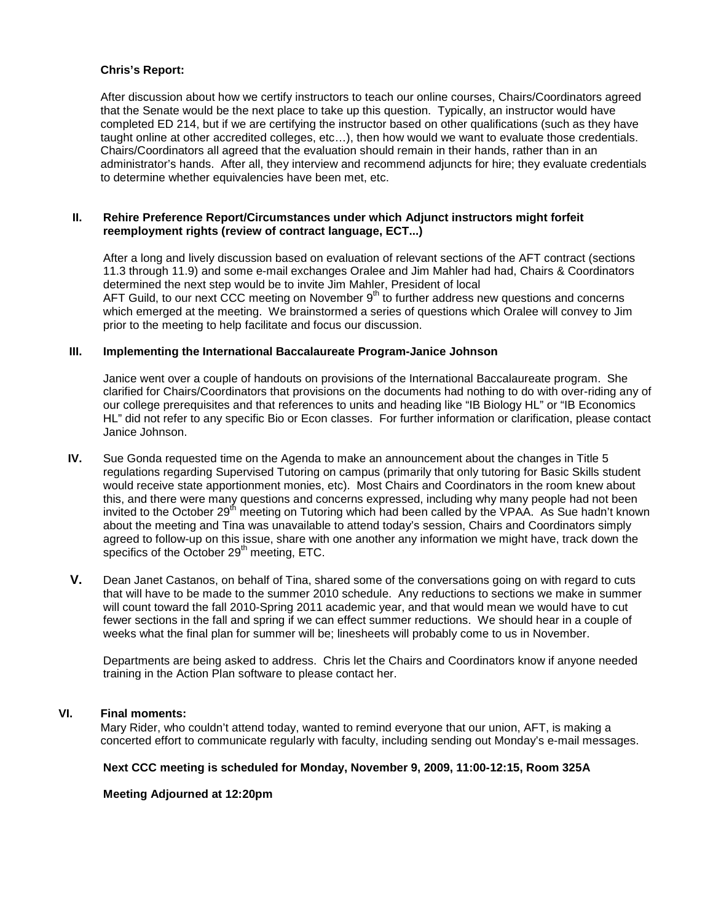**Chris's Report:**

After discussion about how we certify instructors to teach our online courses, Chairs/Coordinators agreed that the Senate would be the next place to take up this question. Typically, an instructor would have completed ED 214, but if we are certifying the instructor based on other qualifications (such as they have taught online at other accredited colleges, etc…), then how would we want to evaluate those credentials. Chairs/Coordinators all agreed that the evaluation should remain in their hands, rather than in an administrator's hands. After all, they interview and recommend adjuncts for hire; they evaluate credentials to determine whether equivalencies have been met, etc.

**II. Rehire Preference Report/Circumstances under which Adjunct instructors might forfeit reemployment rights (review of contract language, ECT...)**

After a long and lively discussion based on evaluation of relevant sections of the AFT contract (sections 11.3 through 11.9) and some e-mail exchanges Oralee and Jim Mahler had had, Chairs & Coordinators determined the next step would be to invite Jim Mahler, President of local AFT Guild, to our next CCC meeting on November 9th to further address new questions and concerns which emerged at the meeting. We brainstormed a series of questions which Oralee will convey to Jim prior to the meeting to help facilitate and focus our discussion.

**III. Implementing the International Baccalaureate Program-Janice Johnson**

Janice went over a couple of handouts on provisions of the International Baccalaureate program. She clarified for Chairs/Coordinators that provisions on the documents had nothing to do with over-riding any of our college prerequisites and that references to units and heading like "IB Biology HL" or "IB Economics HL" did not refer to any specific Bio or Econ classes. For further information or clarification, please contact Janice Johnson.

**IV.** Sue Gonda requested time on the Agenda to make an announcement about the changes in Title 5 regulations regarding Supervised Tutoring on campus (primarily that only tutoring for Basic Skills student would receive state apportionment monies, etc). Most Chairs and Coordinators in the room knew about this, and there were many questions and concerns expressed, including why many people had not been invited to the October 29th meeting on Tutoring which had been called by the VPAA. As Sue hadn't known about the meeting and Tina was unavailable to attend today's session, Chairs and Coordinators simply agreed to follow-up on this issue, share with one another any information we might have, track down the specifics of the October 29th meeting, ETC.

**V.** Dean Janet Castanos, on behalf of Tina, shared some of the conversations going on with regard to cuts that will have to be made to the summer 2010 schedule. Any reductions to sections we make in summer will count toward the fall 2010-Spring 2011 academic year, and that would mean we would have to cut fewer sections in the fall and spring if we can effect summer reductions. We should hear in a couple of weeks what the final plan for summer will be; linesheets will probably come to us in November.

Departments are being asked to address. Chris let the Chairs and Coordinators know if anyone needed training in the Action Plan software to please contact her.

**VI. Final moments:**

Mary Rider, who couldn't attend today, wanted to remind everyone that our union, AFT, is making a concerted effort to communicate regularly with faculty, including sending out Monday's e-mail messages.

**Next CCC meeting is scheduled for Monday, November 9, 2009, 11:00-12:15, Room 325A**

**Meeting Adjourned at 12:20pm**